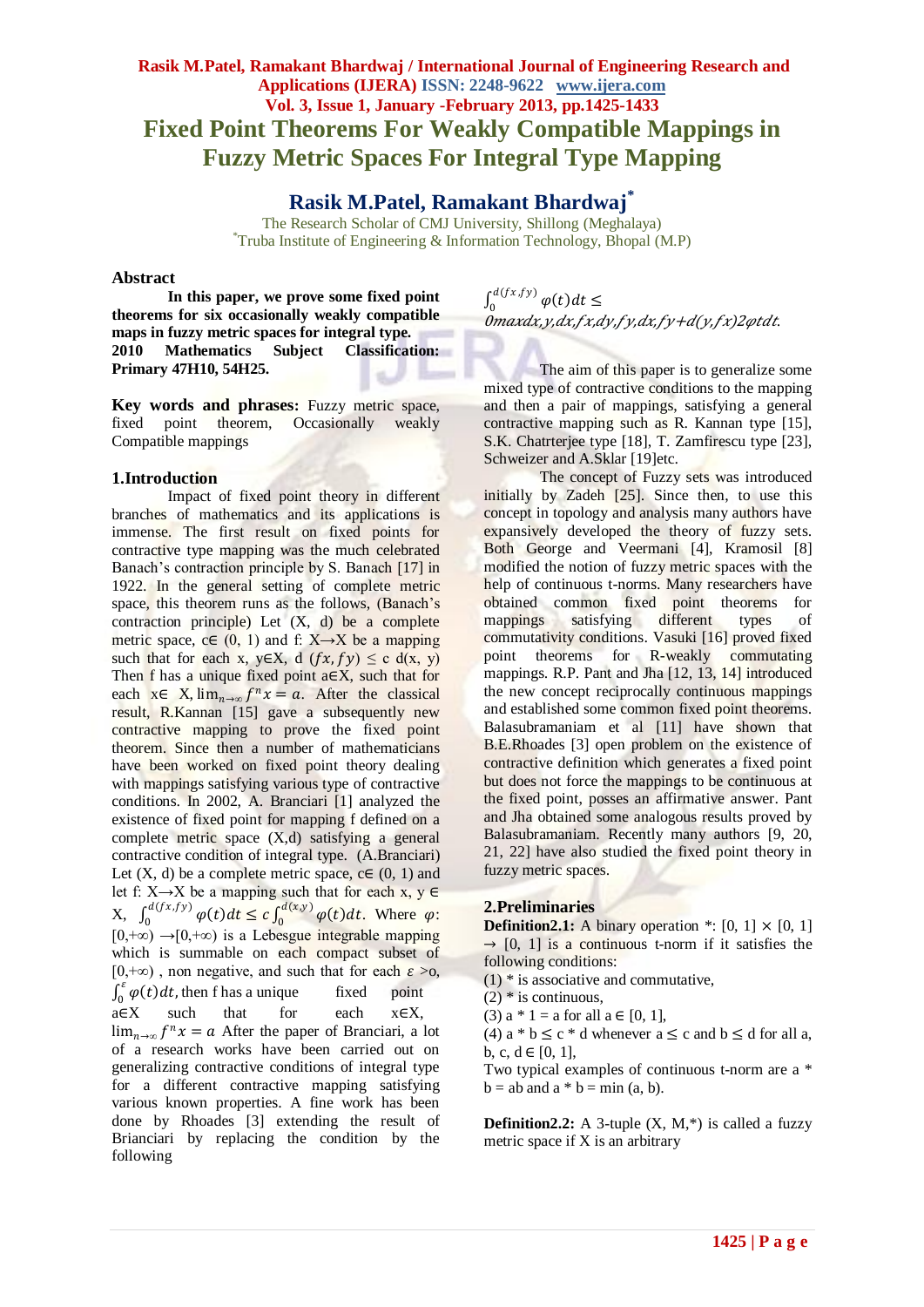# Fixed Point Theorems For Weakly Compatible Mappings in Fuzzy Metric Spaces For Integral Type Mapping

## Rasik M.Patel, Ramakant Bhardwaj*

The Research Scholar of CMJ University, Shillong (Meghalaya)

*Truba Institute of Engineering & Information Technology, Bhopal (M.P)

### Abstract

**In this paper, we prove some fixed point theorems for six occasionally weakly compatible maps in fuzzy metric spaces for integral type.**

**2010 Mathematics Subject Classification: Primary 47H10, 54H25.**

**Key words and phrases:** Fuzzy metric space, fixed point theorem, Occasionally weakly Compatible mappings

### 1.Introduction

Impact of fixed point theory in different branches of mathematics and its applications is immense. The first result on fixed points for contractive type mapping was the much celebrated Banach's contraction principle by S. Banach [17] in 1922. In the general setting of complete metric space, this theorem runs as the follows, (Banach's contraction principle) Let (X, d) be a complete metric space, c∈ (0, 1) and f: X→X be a mapping such that for each x, y∈X, d $(fx, fy) \le$ c d(x, y) Then f has a unique fixed point a∈X, such that for each x∈ X, $\lim_{n\to\infty} f^n x = a$. After the classical result, R.Kannan [15] gave a subsequently new contractive mapping to prove the fixed point theorem. Since then a number of mathematicians have been worked on fixed point theory dealing with mappings satisfying various type of contractive conditions. In 2002, A. Branciari [1] analyzed the existence of fixed point for mapping f defined on a complete metric space (X,d) satisfying a general contractive condition of integral type. (A.Branciari) Let (X, d) be a complete metric space, c∈ (0, 1) and let f: X→X be a mapping such that for each x, y ∈ X, $\int_0^{d(fx,fy)} \varphi(t)dt \le c\int_0^{d(x,y)} \varphi(t)dt$. Where $\varphi$: [0,+∞) →[0,+∞) is a Lebesgue integrable mapping which is summable on each compact subset of [0,+∞) , non negative, and such that for each $\varepsilon$ >o, $\int_0^{\varepsilon} \varphi(t)dt$, then f has a unique fixed point a∈X such that for each x∈X, $\lim_{n\to\infty} f^n x = a$ After the paper of Branciari, a lot of a research works have been carried out on generalizing contractive conditions of integral type for a different contractive mapping satisfying various known properties. A fine work has been done by Rhoades [3] extending the result of Brianciari by replacing the condition by the following

$\int_0^{d(fx,fy)} \varphi(t)dt \le$
*0maxdx,y,dx,fx,dy,fy,dx,fy+d(y,fx)2φtdt.*

The aim of this paper is to generalize some mixed type of contractive conditions to the mapping and then a pair of mappings, satisfying a general contractive mapping such as R. Kannan type [15], S.K. Chatrterjee type [18], T. Zamfirescu type [23], Schweizer and A.Sklar [19]etc.

The concept of Fuzzy sets was introduced initially by Zadeh [25]. Since then, to use this concept in topology and analysis many authors have expansively developed the theory of fuzzy sets. Both George and Veermani [4], Kramosil [8] modified the notion of fuzzy metric spaces with the help of continuous t-norms. Many researchers have obtained common fixed point theorems for mappings satisfying different types of commutativity conditions. Vasuki [16] proved fixed point theorems for R-weakly commuting mappings. R.P. Pant and Jha [12, 13, 14] introduced the new concept reciprocally continuous mappings and established some common fixed point theorems. Balasubramaniam et al [11] have shown that B.E.Rhoades [3] open problem on the existence of contractive definition which generates a fixed point but does not force the mappings to be continuous at the fixed point, posses an affirmative answer. Pant and Jha obtained some analogous results proved by Balasubramaniam. Recently many authors [9, 20, 21, 22] have also studied the fixed point theory in fuzzy metric spaces.

### 2.Preliminaries

**Definition2.1:** A binary operation *: [0, 1] × [0, 1] → [0, 1] is a continuous t-norm if it satisfies the following conditions:

(1) * is associative and commutative,

(2) * is continuous,

(3) a * 1 = a for all a ∈ [0, 1],

(4) a * b ≤ c * d whenever a ≤ c and b ≤ d for all a, b, c, d ∈ [0, 1],

Two typical examples of continuous t-norm are a * b = ab and a * b = min (a, b).

**Definition2.2:** A 3-tuple (X, M,*) is called a fuzzy metric space if X is an arbitrary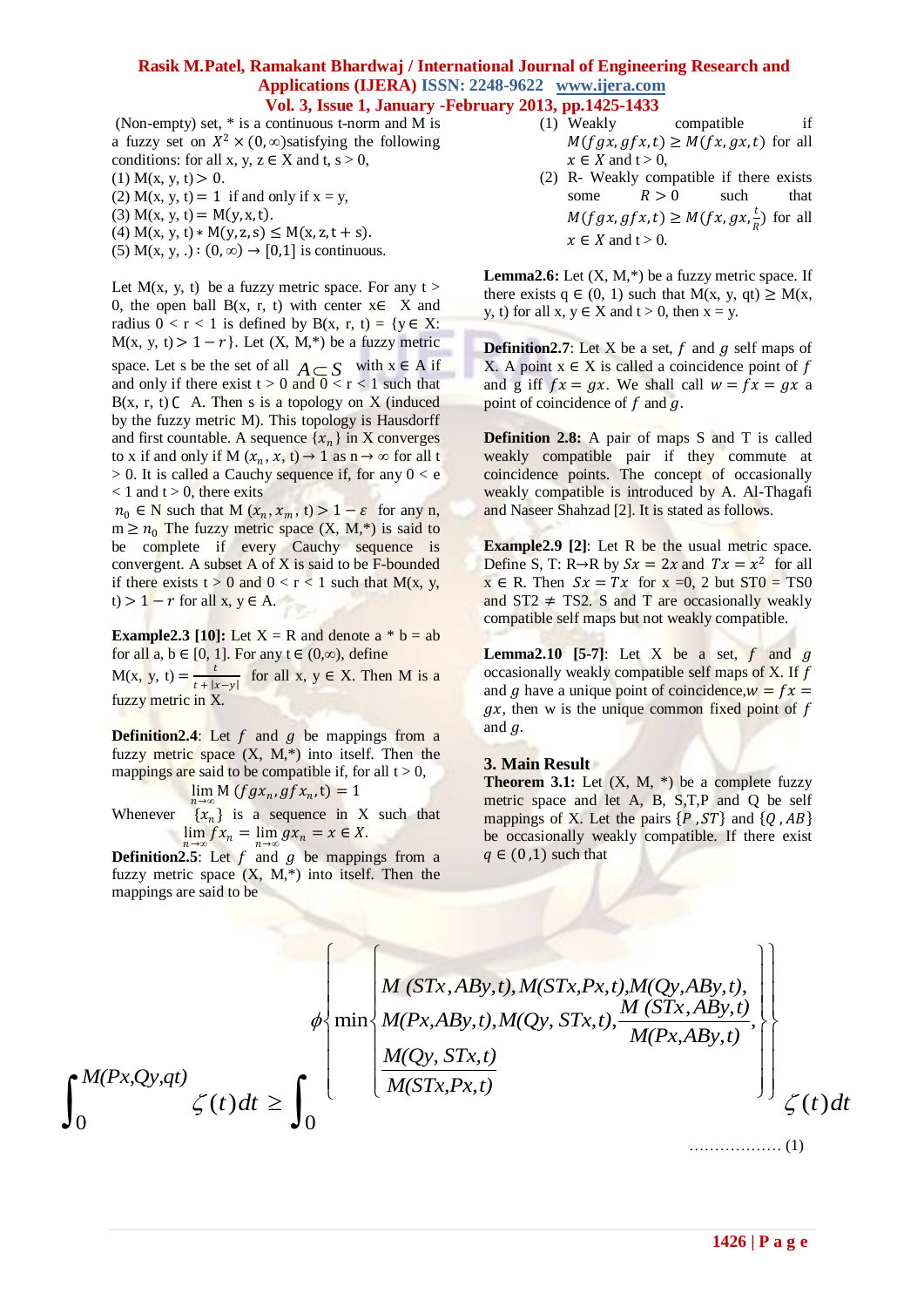(Non-empty) set, * is a continuous t-norm and M is a fuzzy set on $X^2 \times (0,\infty)$ satisfying the following conditions: for all x, y, z ∈ X and t, s > 0,

(1) M(x, y, t) > 0.
(2) M(x, y, t) = 1 if and only if x = y,
(3) M(x, y, t) = M(y, x, t).
(4) M(x, y, t) ∗ M(y, z, s) ≤ M(x, z, t + s).
(5) M(x, y, .) : (0, ∞) → [0,1] is continuous.

Let M(x, y, t) be a fuzzy metric space. For any t > 0, the open ball B(x, r, t) with center x∈ X and radius 0 < r < 1 is defined by B(x, r, t) = {y∈ X: M(x, y, t) > 1 − r}. Let (X, M,*) be a fuzzy metric space. Let s be the set of all $A \subset S$ with x ∈ A if and only if there exist t > 0 and 0 < r < 1 such that B(x, r, t) ⊂ A. Then s is a topology on X (induced by the fuzzy metric M). This topology is Hausdorff and first countable. A sequence $\{x_n\}$ in X converges to x if and only if M $(x_n, x, t) \to 1$ as n → ∞ for all t > 0. It is called a Cauchy sequence if, for any 0 < e < 1 and t > 0, there exits $n_0$ ∈ N such that M $(x_n, x_m, t) > 1 - \varepsilon$ for any n, m ≥ $n_0$ The fuzzy metric space (X, M,*) is said to be complete if every Cauchy sequence is convergent. A subset A of X is said to be F-bounded if there exists t > 0 and 0 < r < 1 such that M(x, y, t) > 1 − r for all x, y ∈ A.

**Example2.3 [10]:** Let X = R and denote a * b = ab for all a, b ∈ [0, 1]. For any t ∈ (0,∞), define M(x, y, t) = $\frac{t}{t+|x-y|}$ for all x, y ∈ X. Then M is a fuzzy metric in X.

**Definition2.4**: Let $f$ and $g$ be mappings from a fuzzy metric space (X, M,*) into itself. Then the mappings are said to be compatible if, for all t > 0,

$$\lim_{n\to\infty} M\,(fgx_n, gfx_n, t) = 1$$

Whenever $\{x_n\}$ is a sequence in X such that $\lim_{n\to\infty} fx_n = \lim_{n\to\infty} gx_n = x \in X.$

**Definition2.5**: Let $f$ and $g$ be mappings from a fuzzy metric space (X, M,*) into itself. Then the mappings are said to be

(1) Weakly compatible if $M(fgx, gfx, t) \geq M(fx, gx, t)$ for all $x \in X$ and t > 0,
(2) R- Weakly compatible if there exists some $R > 0$ such that $M(fgx, gfx, t) \geq M(fx, gx, \frac{t}{R})$ for all $x \in X$ and t > 0.

**Lemma2.6:** Let (X, M,*) be a fuzzy metric space. If there exists q ∈ (0, 1) such that M(x, y, qt) ≥ M(x, y, t) for all x, y ∈ X and t > 0, then x = y.

**Definition2.7**: Let X be a set, $f$ and $g$ self maps of X. A point x ∈ X is called a coincidence point of $f$ and g iff $fx = gx$. We shall call $w = fx = gx$ a point of coincidence of $f$ and $g$.

**Definition 2.8:** A pair of maps S and T is called weakly compatible pair if they commute at coincidence points. The concept of occasionally weakly compatible is introduced by A. Al-Thagafi and Naseer Shahzad [2]. It is stated as follows.

**Example2.9 [2]**: Let R be the usual metric space. Define S, T: R→R by $Sx = 2x$ and $Tx = x^2$ for all x ∈ R. Then $Sx = Tx$ for x =0, 2 but ST0 = TS0 and ST2 ≠ TS2. S and T are occasionally weakly compatible self maps but not weakly compatible.

**Lemma2.10 [5-7]**: Let X be a set, $f$ and $g$ occasionally weakly compatible self maps of X. If $f$ and $g$ have a unique point of coincidence, $w = fx = gx$, then w is the unique common fixed point of $f$ and $g$.

## 3. Main Result

**Theorem 3.1:** Let (X, M, *) be a complete fuzzy metric space and let A, B, S,T,P and Q be self mappings of X. Let the pairs $\{P, ST\}$ and $\{Q, AB\}$ be occasionally weakly compatible. If there exist $q \in (0,1)$ such that

$$\int_0^{M(Px,Qy,qt)} \zeta(t)\,dt \geq \int_0^{\phi\left\{\min\left\{\begin{array}{l} M(STx,ABy,t), M(STx,Px,t), M(Qy,ABy,t), \\ M(Px,ABy,t), M(Qy,STx,t), \dfrac{M(STx,ABy,t)}{M(Px,ABy,t)}, \\ \dfrac{M(Qy,STx,t)}{M(STx,Px,t)} \end{array}\right\}\right\}} \zeta(t)\,dt \qquad \ldots\ldots\ldots\ldots\ldots\ldots (1)$$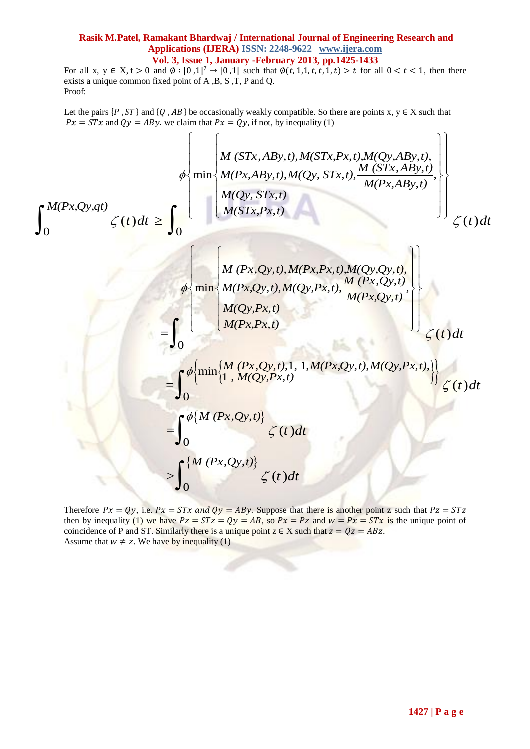For all x, y ∈ X, t > 0 and $\emptyset : [0,1]^7 \to [0,1]$ such that $\emptyset(t, 1, 1, t, t, 1, t) > t$ for all $0 < t < 1$, then there exists a unique common fixed point of A ,B, S ,T, P and Q.

Proof:

Let the pairs $\{P, ST\}$ and $\{Q, AB\}$ be occasionally weakly compatible. So there are points x, y ∈ X such that $Px = STx$ and $Qy = ABy$. we claim that $Px = Qy$, if not, by inequality (1)

$$\int_0^{M(Px,Qy,qt)} \zeta(t)dt \geq \int_0^{\phi\left\{\min\left\{\begin{array}{l} M(STx,ABy,t), M(STx,Px,t), M(Qy,ABy,t), \\ M(Px,ABy,t), M(Qy,STx,t), \dfrac{M(STx,ABy,t)}{M(Px,ABy,t)}, \\ \dfrac{M(Qy,STx,t)}{M(STx,Px,t)} \end{array}\right\}\right\}} \zeta(t)dt$$

$$= \int_0^{\phi\left\{\min\left\{\begin{array}{l} M(Px,Qy,t), M(Px,Px,t), M(Qy,Qy,t), \\ M(Px,Qy,t), M(Qy,Px,t), \dfrac{M(Px,Qy,t)}{M(Px,Qy,t)}, \\ \dfrac{M(Qy,Px,t)}{M(Px,Px,t)} \end{array}\right\}\right\}} \zeta(t)dt$$

$$= \int_0^{\phi\left\{\min\left\{\begin{array}{l} M(Px,Qy,t), 1, 1, M(Px,Qy,t), M(Qy,Px,t), \\ 1, M(Qy,Px,t) \end{array}\right\}\right\}} \zeta(t)dt$$

$$= \int_0^{\phi\{M(Px,Qy,t)\}} \zeta(t)dt$$

$$> \int_0^{\{M(Px,Qy,t)\}} \zeta(t)dt$$

Therefore $Px = Qy$, i.e. $Px = STx$ and $Qy = ABy$. Suppose that there is another point z such that $Pz = STz$ then by inequality (1) we have $Pz = STz = Qy = AB$, so $Px = Pz$ and $w = Px = STx$ is the unique point of coincidence of P and ST. Similarly there is a unique point z ∈ X such that $z = Qz = ABz$.

Assume that $w \neq z$. We have by inequality (1)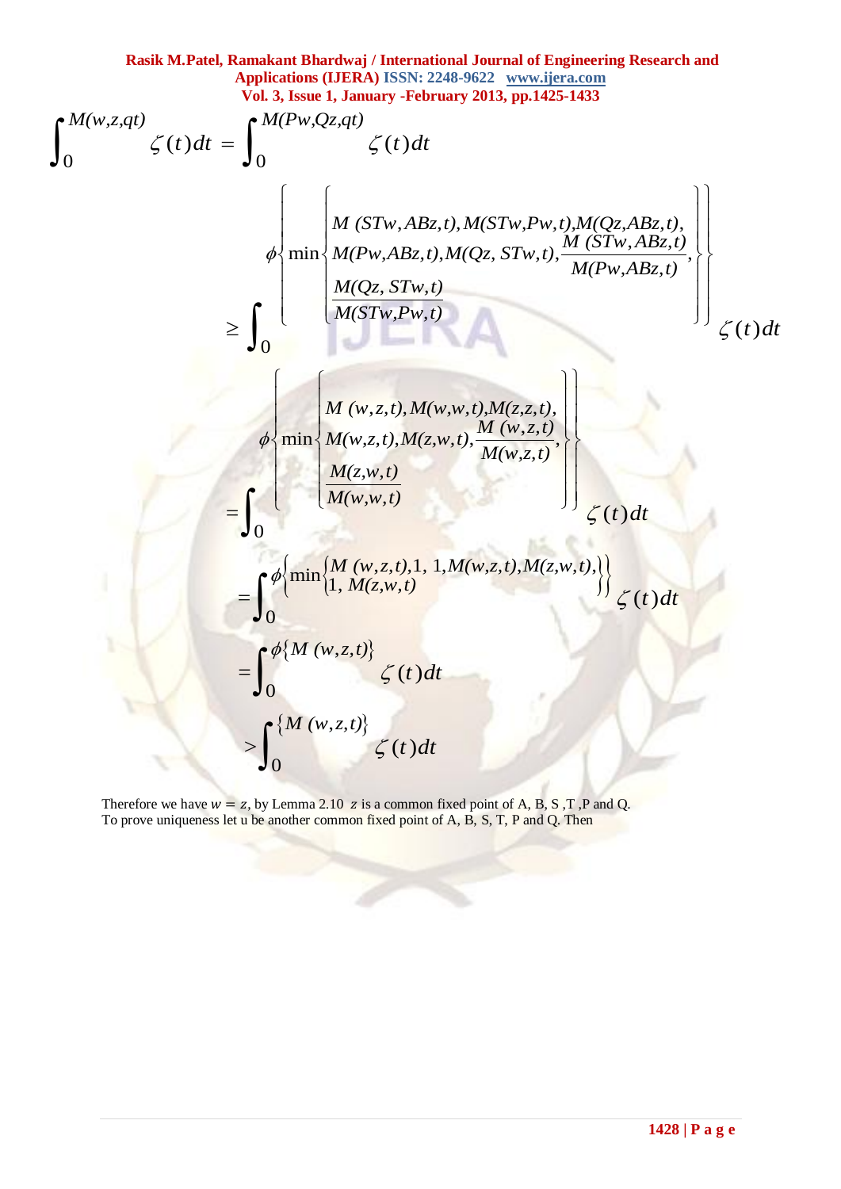$$\int_0^{M(w,z,qt)} \zeta(t)dt = \int_0^{M(Pw,Qz,qt)} \zeta(t)dt$$

$$\geq \int_0^{\phi\left\{\min\left\{\begin{array}{l} M(STw,ABz,t), M(STw,Pw,t), M(Qz,ABz,t), \\ M(Pw,ABz,t), M(Qz,STw,t), \dfrac{M(STw,ABz,t)}{M(Pw,ABz,t)}, \\ \dfrac{M(Qz,STw,t)}{M(STw,Pw,t)} \end{array}\right\}\right\}} \zeta(t)dt$$

$$= \int_0^{\phi\left\{\min\left\{\begin{array}{l} M(w,z,t), M(w,w,t), M(z,z,t), \\ M(w,z,t), M(z,w,t), \dfrac{M(w,z,t)}{M(w,z,t)}, \\ \dfrac{M(z,w,t)}{M(w,w,t)} \end{array}\right\}\right\}} \zeta(t)dt$$

$$= \int_0^{\phi\left\{\min\left\{\begin{array}{l} M(w,z,t), 1, 1, M(w,z,t), M(z,w,t), \\ 1, M(z,w,t) \end{array}\right\}\right\}} \zeta(t)dt$$

$$= \int_0^{\phi\{M(w,z,t)\}} \zeta(t)dt$$

$$> \int_0^{\{M(w,z,t)\}} \zeta(t)dt$$

Therefore we have $w = z$, by Lemma 2.10 $z$ is a common fixed point of A, B, S ,T ,P and Q.
To prove uniqueness let u be another common fixed point of A, B, S, T, P and Q. Then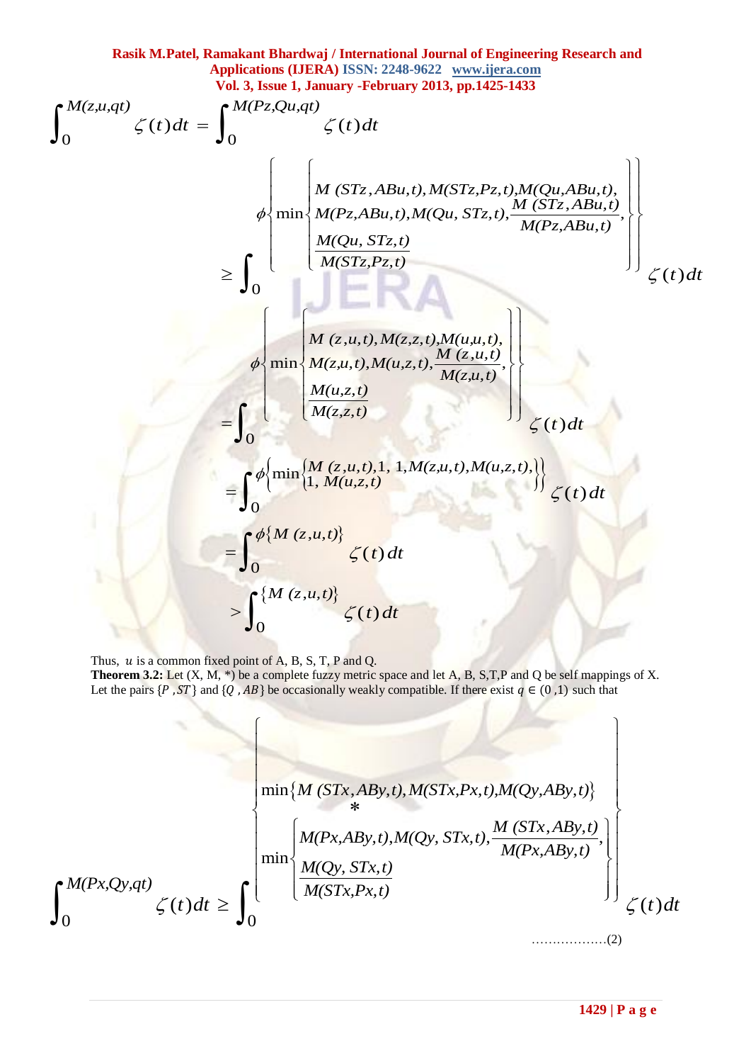$$\int_0^{M(z,u,qt)} \zeta(t)\,dt = \int_0^{M(Pz,Qu,qt)} \zeta(t)\,dt$$

$$\geq \int_0^{\phi\left\{\min\left\{\begin{array}{l} M(STz,ABu,t), M(STz,Pz,t), M(Qu,ABu,t), \\ M(Pz,ABu,t), M(Qu,STz,t), \dfrac{M(STz,ABu,t)}{M(Pz,ABu,t)}, \\ \dfrac{M(Qu,STz,t)}{M(STz,Pz,t)} \end{array}\right\}\right\}} \zeta(t)\,dt$$

$$= \int_0^{\phi\left\{\min\left\{\begin{array}{l} M(z,u,t), M(z,z,t), M(u,u,t), \\ M(z,u,t), M(u,z,t), \dfrac{M(z,u,t)}{M(z,u,t)}, \\ \dfrac{M(u,z,t)}{M(z,z,t)} \end{array}\right\}\right\}} \zeta(t)\,dt$$

$$= \int_0^{\phi\left\{\min\left\{\begin{array}{l} M(z,u,t), 1, 1, M(z,u,t), M(u,z,t), \\ 1, M(u,z,t) \end{array}\right\}\right\}} \zeta(t)\,dt$$

$$= \int_0^{\phi\{M(z,u,t)\}} \zeta(t)\,dt$$

$$> \int_0^{\{M(z,u,t)\}} \zeta(t)\,dt$$

Thus, $u$ is a common fixed point of A, B, S, T, P and Q.

**Theorem 3.2:** Let (X, M, *) be a complete fuzzy metric space and let A, B, S,T,P and Q be self mappings of X. Let the pairs $\{P, ST\}$ and $\{Q, AB\}$ be occasionally weakly compatible. If there exist $q \in (0,1)$ such that

$$\int_0^{M(Px,Qy,qt)} \zeta(t)\,dt \geq \int_0^{\left\{\begin{array}{l} \min\{M(STx,ABy,t), M(STx,Px,t), M(Qy,ABy,t)\} \\ \qquad * \\ \min\left\{\begin{array}{l} M(Px,ABy,t), M(Qy,STx,t), \dfrac{M(STx,ABy,t)}{M(Px,ABy,t)}, \\ \dfrac{M(Qy,STx,t)}{M(STx,Px,t)} \end{array}\right\} \end{array}\right\}} \zeta(t)\,dt \quad \text{………………(2)}$$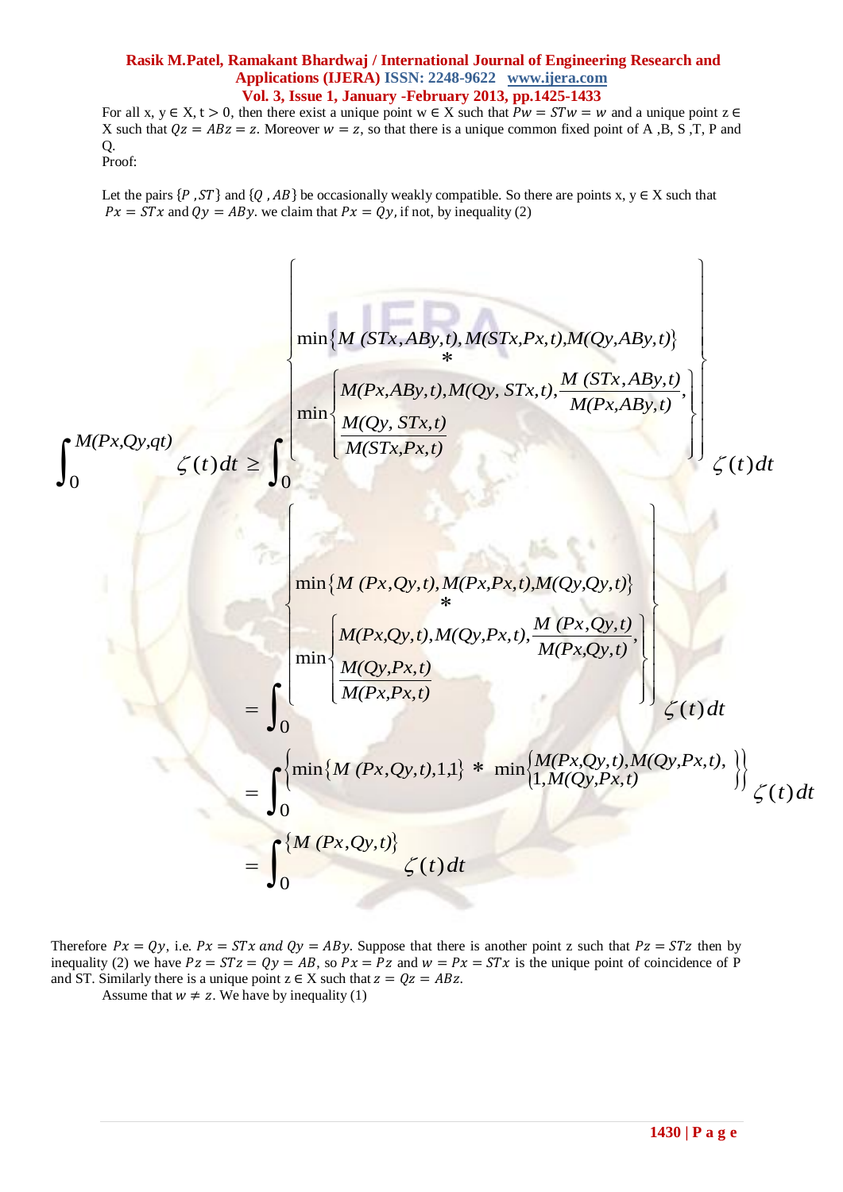For all x, y ∈ X, t > 0, then there exist a unique point w ∈ X such that $Pw = STw = w$ and a unique point z ∈ X such that $Qz = ABz = z$. Moreover $w = z$, so that there is a unique common fixed point of A ,B, S ,T, P and Q.

Proof:

Let the pairs $\{P\ ,ST\}$ and $\{Q\ ,AB\}$ be occasionally weakly compatible. So there are points x, y ∈ X such that $Px = STx$ and $Qy = ABy$. we claim that $Px = Qy$, if not, by inequality (2)

$$\int_0^{M(Px,Qy,qt)} \zeta(t)dt \geq \int_0^{\left\{\begin{array}{c}\min\{M\ (STx,ABy,t), M(STx,Px,t), M(Qy,ABy,t)\} \\ * \\ \min\left\{\begin{array}{l} M(Px,ABy,t), M(Qy,\ STx,t), \dfrac{M\ (STx,ABy,t)}{M(Px,ABy,t)}, \\ \dfrac{M(Qy,\ STx,t)}{M(STx,Px,t)} \end{array}\right\}\end{array}\right\}} \zeta(t)dt$$

$$= \int_0^{\left\{\begin{array}{c}\min\{M\ (Px,Qy,t), M(Px,Px,t), M(Qy,Qy,t)\} \\ * \\ \min\left\{\begin{array}{l} M(Px,Qy,t), M(Qy,Px,t), \dfrac{M\ (Px,Qy,t)}{M(Px,Qy,t)}, \\ \dfrac{M(Qy,Px,t)}{M(Px,Px,t)} \end{array}\right\}\end{array}\right\}} \zeta(t)dt$$

$$= \int_0^{\left\{\min\{M\ (Px,Qy,t),1,1\}\ *\ \min\left\{\begin{array}{l} M(Px,Qy,t), M(Qy,Px,t), \\ 1, M(Qy,Px,t) \end{array}\right\}\right\}} \zeta(t)dt$$

$$= \int_0^{\{M\ (Px,Qy,t)\}} \zeta(t)dt$$

Therefore $Px = Qy$, i.e. $Px = STx$ *and* $Qy = ABy$. Suppose that there is another point z such that $Pz = STz$ then by inequality (2) we have $Pz = STz = Qy = AB$, so $Px = Pz$ and $w = Px = STx$ is the unique point of coincidence of P and ST. Similarly there is a unique point z ∈ X such that $z = Qz = ABz$.

Assume that $w \neq z$. We have by inequality (1)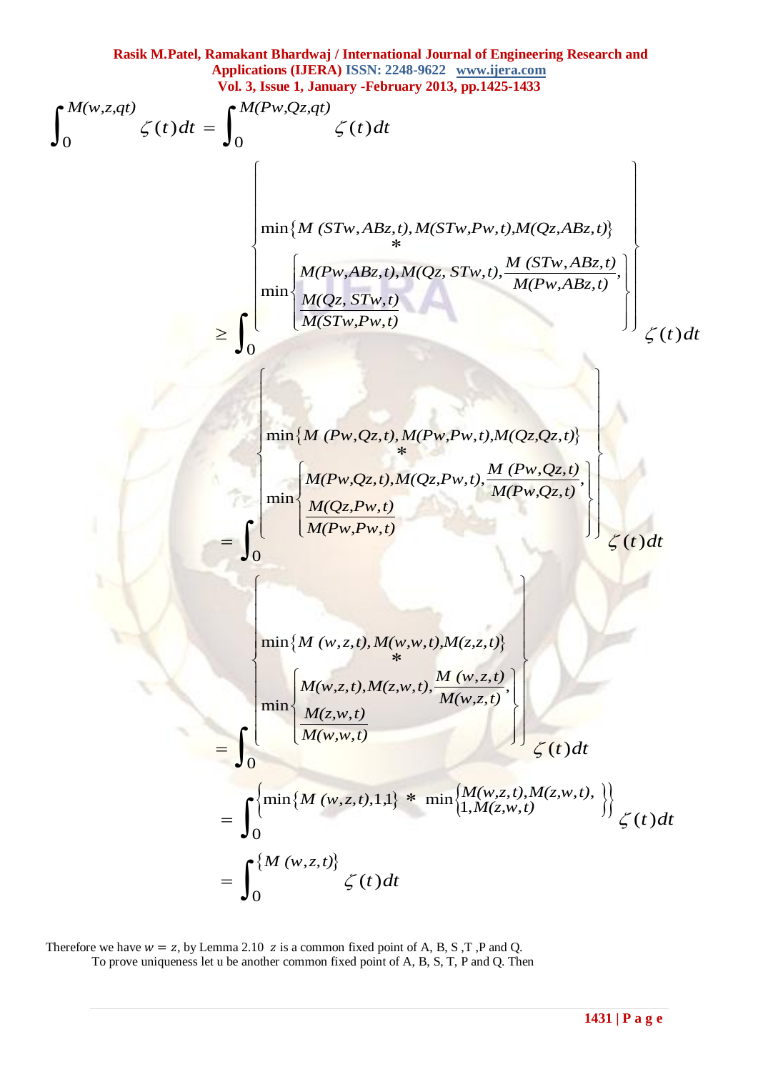$$\int_0^{M(w,z,qt)} \zeta(t)\,dt = \int_0^{M(Pw,Qz,qt)} \zeta(t)\,dt$$

$$\geq \int_0^{\left\{ \begin{array}{l} \min\{M\,(STw,ABz,t), M(STw,Pw,t), M(Qz,ABz,t)\} \\ \quad * \\ \min\left\{ \begin{array}{l} M(Pw,ABz,t), M(Qz,\,STw,t), \dfrac{M\,(STw,ABz,t)}{M(Pw,ABz,t)}, \\ \dfrac{M(Qz,\,STw,t)}{M(STw,Pw,t)} \end{array} \right\} \end{array} \right\}} \zeta(t)\,dt$$

$$= \int_0^{\left\{ \begin{array}{l} \min\{M\,(Pw,Qz,t), M(Pw,Pw,t), M(Qz,Qz,t)\} \\ \quad * \\ \min\left\{ \begin{array}{l} M(Pw,Qz,t), M(Qz,Pw,t), \dfrac{M\,(Pw,Qz,t)}{M(Pw,Qz,t)}, \\ \dfrac{M(Qz,Pw,t)}{M(Pw,Pw,t)} \end{array} \right\} \end{array} \right\}} \zeta(t)\,dt$$

$$= \int_0^{\left\{ \begin{array}{l} \min\{M\,(w,z,t), M(w,w,t), M(z,z,t)\} \\ \quad * \\ \min\left\{ \begin{array}{l} M(w,z,t), M(z,w,t), \dfrac{M\,(w,z,t)}{M(w,z,t)}, \\ \dfrac{M(z,w,t)}{M(w,w,t)} \end{array} \right\} \end{array} \right\}} \zeta(t)\,dt$$

$$= \int_0^{\left\{ \min\{M\,(w,z,t),1,1\} \;*\; \min\left\{ \begin{array}{l} M(w,z,t), M(z,w,t), \\ 1, M(z,w,t) \end{array} \right\} \right\}} \zeta(t)\,dt$$

$$= \int_0^{\{M\,(w,z,t)\}} \zeta(t)\,dt$$

Therefore we have $w = z$, by Lemma 2.10 $z$ is a common fixed point of A, B, S ,T ,P and Q.

To prove uniqueness let u be another common fixed point of A, B, S, T, P and Q. Then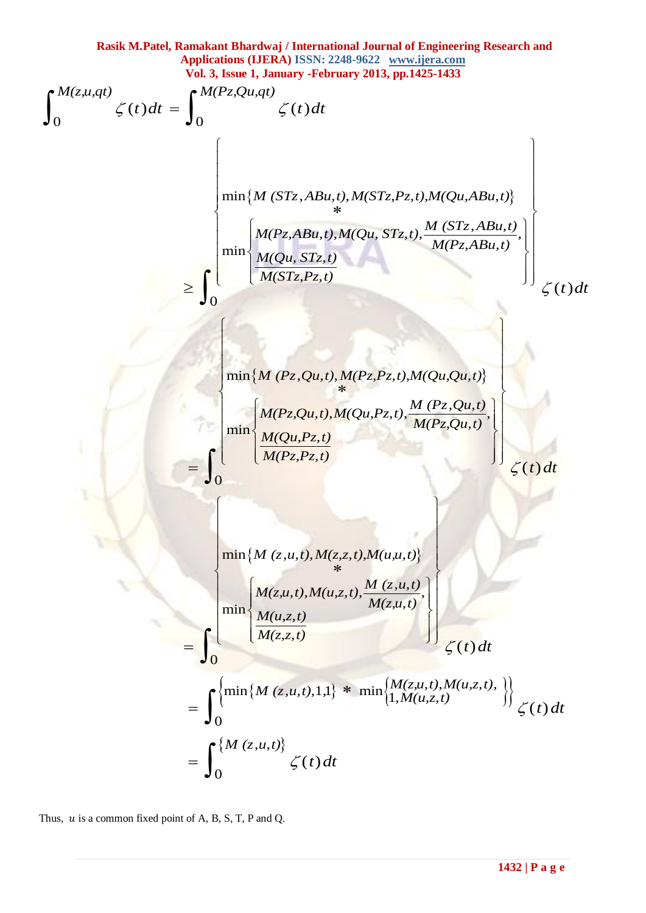$$\int_0^{M(z,u,qt)} \zeta(t)\,dt = \int_0^{M(Pz,Qu,qt)} \zeta(t)\,dt$$

$$\geq \int_0^{\left\{ \begin{array}{c} \min\{M(STz,ABu,t), M(STz,Pz,t), M(Qu,ABu,t)\} \\ * \\ \min\left\{ \begin{array}{l} M(Pz,ABu,t), M(Qu,STz,t), \dfrac{M(STz,ABu,t)}{M(Pz,ABu,t)}, \\ \dfrac{M(Qu,STz,t)}{M(STz,Pz,t)} \end{array} \right\} \end{array} \right\}} \zeta(t)\,dt$$

$$= \int_0^{\left\{ \begin{array}{c} \min\{M(Pz,Qu,t), M(Pz,Pz,t), M(Qu,Qu,t)\} \\ * \\ \min\left\{ \begin{array}{l} M(Pz,Qu,t), M(Qu,Pz,t), \dfrac{M(Pz,Qu,t)}{M(Pz,Qu,t)}, \\ \dfrac{M(Qu,Pz,t)}{M(Pz,Pz,t)} \end{array} \right\} \end{array} \right\}} \zeta(t)\,dt$$

$$= \int_0^{\left\{ \begin{array}{c} \min\{M(z,u,t), M(z,z,t), M(u,u,t)\} \\ * \\ \min\left\{ \begin{array}{l} M(z,u,t), M(u,z,t), \dfrac{M(z,u,t)}{M(z,u,t)}, \\ \dfrac{M(u,z,t)}{M(z,z,t)} \end{array} \right\} \end{array} \right\}} \zeta(t)\,dt$$

$$= \int_0^{\left\{ \min\{M(z,u,t),1,1\} \;*\; \min\left\{ \begin{array}{l} M(z,u,t), M(u,z,t), \\ 1, M(u,z,t) \end{array} \right\} \right\}} \zeta(t)\,dt$$

$$= \int_0^{\{M(z,u,t)\}} \zeta(t)\,dt$$

Thus, $u$ is a common fixed point of A, B, S, T, P and Q.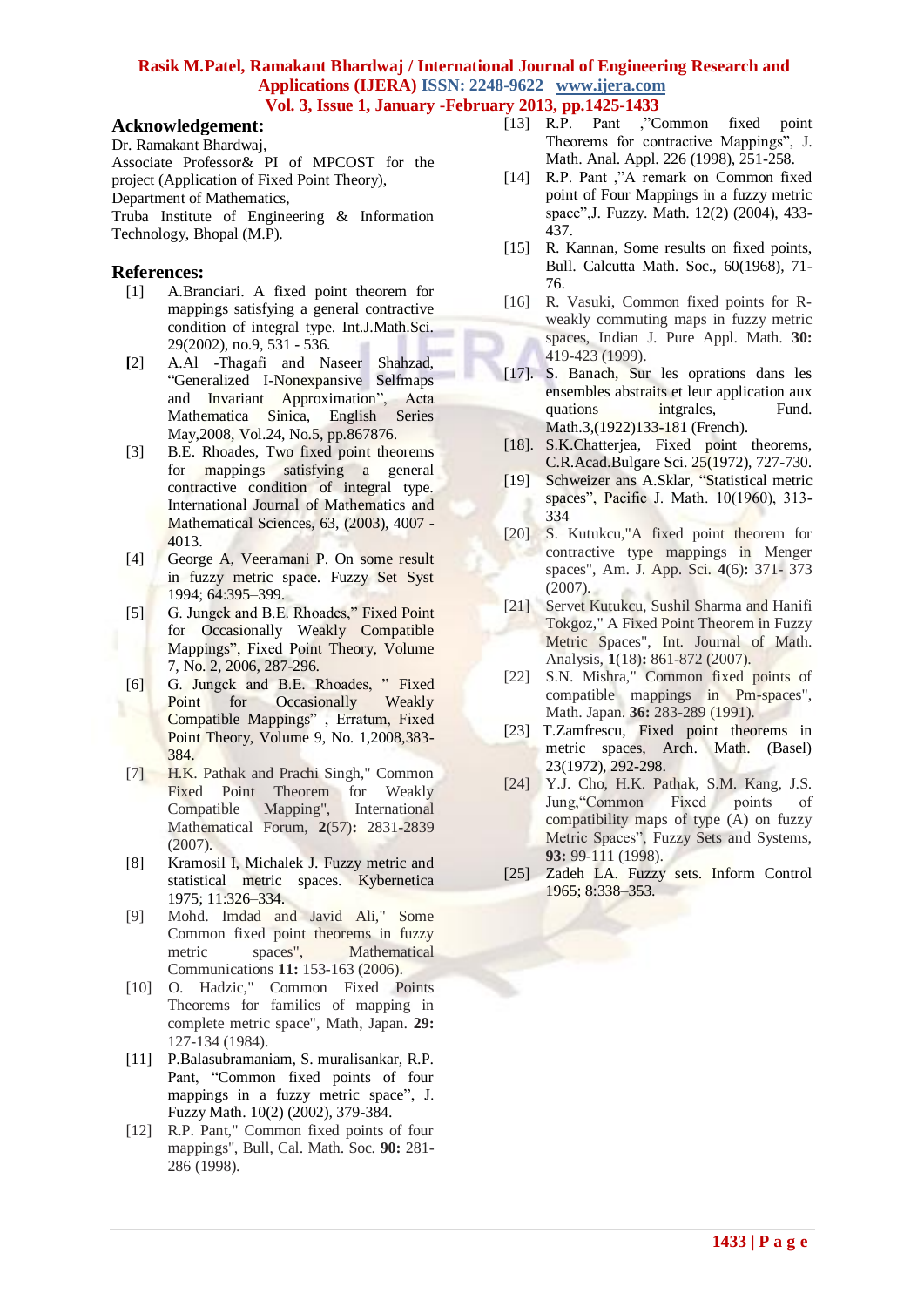## Acknowledgement:

Dr. Ramakant Bhardwaj,
Associate Professor& PI of MPCOST for the project (Application of Fixed Point Theory),
Department of Mathematics,
Truba Institute of Engineering & Information Technology, Bhopal (M.P).

## References:

[1] A.Branciari. A fixed point theorem for mappings satisfying a general contractive condition of integral type. Int.J.Math.Sci. 29(2002), no.9, 531 - 536.

[2] A.Al -Thagafi and Naseer Shahzad, "Generalized I-Nonexpansive Selfmaps and Invariant Approximation", Acta Mathematica Sinica, English Series May,2008, Vol.24, No.5, pp.867876.

[3] B.E. Rhoades, Two fixed point theorems for mappings satisfying a general contractive condition of integral type. International Journal of Mathematics and Mathematical Sciences, 63, (2003), 4007 - 4013.

[4] George A, Veeramani P. On some result in fuzzy metric space. Fuzzy Set Syst 1994; 64:395–399.

[5] G. Jungck and B.E. Rhoades," Fixed Point for Occasionally Weakly Compatible Mappings", Fixed Point Theory, Volume 7, No. 2, 2006, 287-296.

[6] G. Jungck and B.E. Rhoades, " Fixed Point for Occasionally Weakly Compatible Mappings" , Erratum, Fixed Point Theory, Volume 9, No. 1,2008,383-384.

[7] H.K. Pathak and Prachi Singh," Common Fixed Point Theorem for Weakly Compatible Mapping", International Mathematical Forum, **2**(57)**:** 2831-2839 (2007).

[8] Kramosil I, Michalek J. Fuzzy metric and statistical metric spaces. Kybernetica 1975; 11:326–334.

[9] Mohd. Imdad and Javid Ali," Some Common fixed point theorems in fuzzy metric spaces", Mathematical Communications **11:** 153-163 (2006).

[10] O. Hadzic," Common Fixed Points Theorems for families of mapping in complete metric space", Math, Japan. **29:** 127-134 (1984).

[11] P.Balasubramaniam, S. muralisankar, R.P. Pant, "Common fixed points of four mappings in a fuzzy metric space", J. Fuzzy Math. 10(2) (2002), 379-384.

[12] R.P. Pant," Common fixed points of four mappings", Bull, Cal. Math. Soc. **90:** 281-286 (1998).

[13] R.P. Pant ,"Common fixed point Theorems for contractive Mappings", J. Math. Anal. Appl. 226 (1998), 251-258.

[14] R.P. Pant ,"A remark on Common fixed point of Four Mappings in a fuzzy metric space",J. Fuzzy. Math. 12(2) (2004), 433-437.

[15] R. Kannan, Some results on fixed points, Bull. Calcutta Math. Soc., 60(1968), 71-76.

[16] R. Vasuki, Common fixed points for R-weakly commuting maps in fuzzy metric spaces, Indian J. Pure Appl. Math. **30:** 419-423 (1999).

[17]. S. Banach, Sur les oprations dans les ensembles abstraits et leur application aux quations intgrales, Fund. Math.3,(1922)133-181 (French).

[18]. S.K.Chatterjea, Fixed point theorems, C.R.Acad.Bulgare Sci. 25(1972), 727-730.

[19] Schweizer ans A.Sklar, "Statistical metric spaces", Pacific J. Math. 10(1960), 313-334

[20] S. Kutukcu,"A fixed point theorem for contractive type mappings in Menger spaces", Am. J. App. Sci. **4**(6)**:** 371- 373 (2007).

[21] Servet Kutukcu, Sushil Sharma and Hanifi Tokgoz," A Fixed Point Theorem in Fuzzy Metric Spaces", Int. Journal of Math. Analysis, **1**(18)**:** 861-872 (2007).

[22] S.N. Mishra," Common fixed points of compatible mappings in Pm-spaces", Math. Japan. **36:** 283-289 (1991).

[23] T.Zamfrescu, Fixed point theorems in metric spaces, Arch. Math. (Basel) 23(1972), 292-298.

[24] Y.J. Cho, H.K. Pathak, S.M. Kang, J.S. Jung,"Common Fixed points of compatibility maps of type (A) on fuzzy Metric Spaces", Fuzzy Sets and Systems, **93:** 99-111 (1998).

[25] Zadeh LA. Fuzzy sets. Inform Control 1965; 8:338–353.